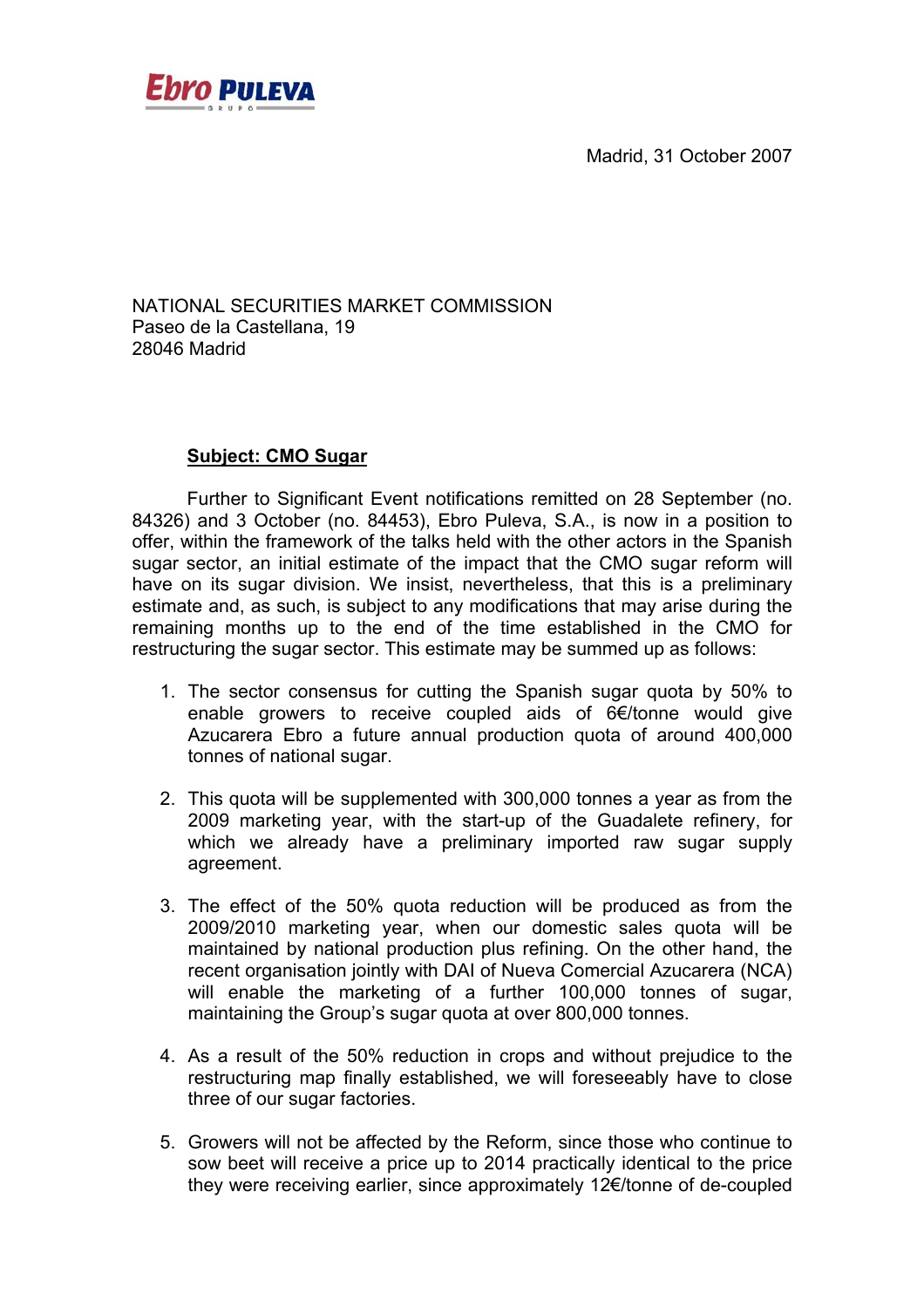Madrid, 31 October 2007

NATIONAL SECURITIES MARKET COMMISSION
Paseo de la Castellana, 19
28046 Madrid

**Subject: CMO Sugar**

Further to Significant Event notifications remitted on 28 September (no. 84326) and 3 October (no. 84453), Ebro Puleva, S.A., is now in a position to offer, within the framework of the talks held with the other actors in the Spanish sugar sector, an initial estimate of the impact that the CMO sugar reform will have on its sugar division. We insist, nevertheless, that this is a preliminary estimate and, as such, is subject to any modifications that may arise during the remaining months up to the end of the time established in the CMO for restructuring the sugar sector. This estimate may be summed up as follows:

1. The sector consensus for cutting the Spanish sugar quota by 50% to enable growers to receive coupled aids of 6€/tonne would give Azucarera Ebro a future annual production quota of around 400,000 tonnes of national sugar.

2. This quota will be supplemented with 300,000 tonnes a year as from the 2009 marketing year, with the start-up of the Guadalete refinery, for which we already have a preliminary imported raw sugar supply agreement.

3. The effect of the 50% quota reduction will be produced as from the 2009/2010 marketing year, when our domestic sales quota will be maintained by national production plus refining. On the other hand, the recent organisation jointly with DAI of Nueva Comercial Azucarera (NCA) will enable the marketing of a further 100,000 tonnes of sugar, maintaining the Group's sugar quota at over 800,000 tonnes.

4. As a result of the 50% reduction in crops and without prejudice to the restructuring map finally established, we will foreseeably have to close three of our sugar factories.

5. Growers will not be affected by the Reform, since those who continue to sow beet will receive a price up to 2014 practically identical to the price they were receiving earlier, since approximately 12€/tonne of de-coupled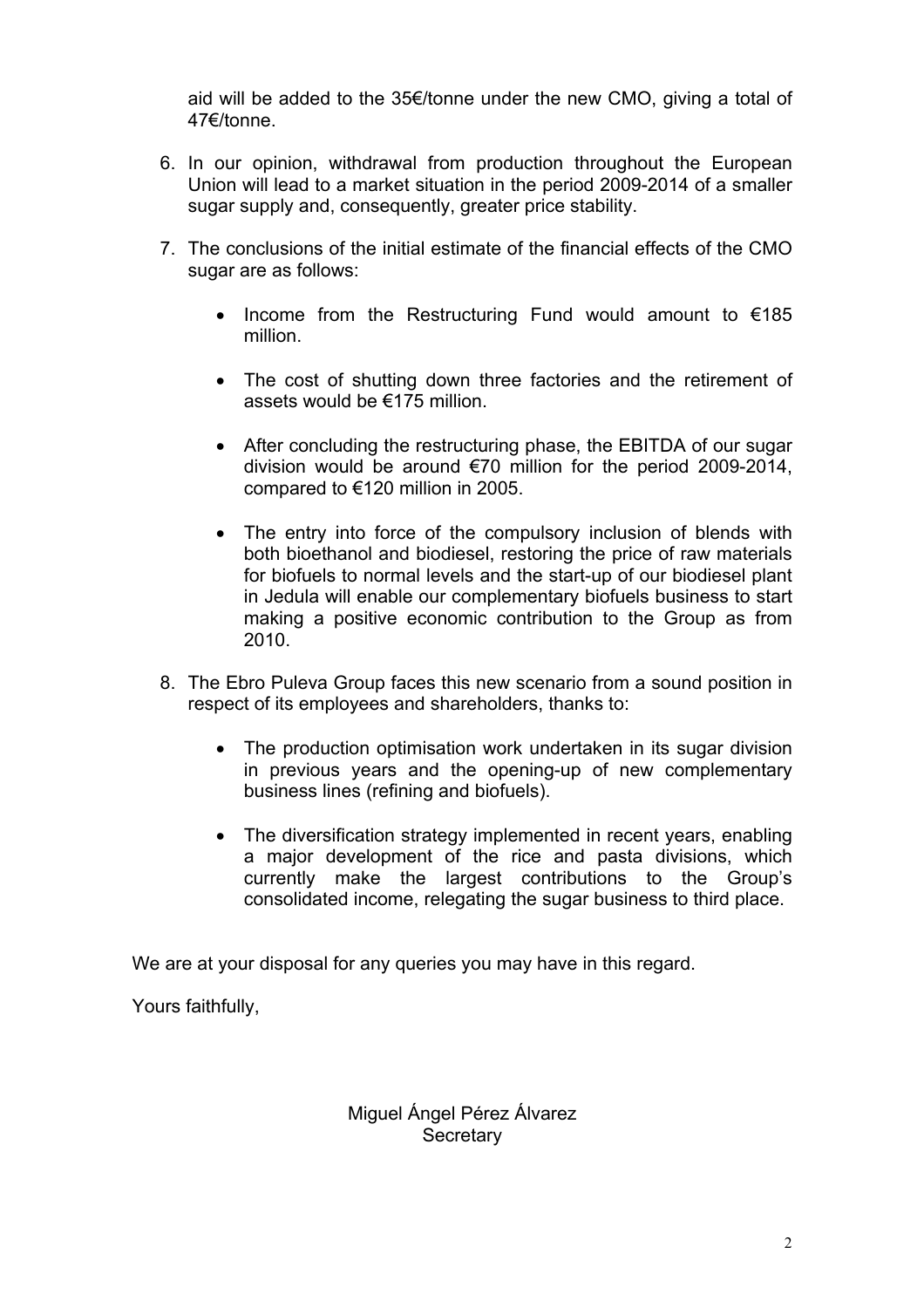aid will be added to the 35€/tonne under the new CMO, giving a total of 47€/tonne.

6. In our opinion, withdrawal from production throughout the European Union will lead to a market situation in the period 2009-2014 of a smaller sugar supply and, consequently, greater price stability.

7. The conclusions of the initial estimate of the financial effects of the CMO sugar are as follows:

    - Income from the Restructuring Fund would amount to €185 million.

    - The cost of shutting down three factories and the retirement of assets would be €175 million.

    - After concluding the restructuring phase, the EBITDA of our sugar division would be around €70 million for the period 2009-2014, compared to €120 million in 2005.

    - The entry into force of the compulsory inclusion of blends with both bioethanol and biodiesel, restoring the price of raw materials for biofuels to normal levels and the start-up of our biodiesel plant in Jedula will enable our complementary biofuels business to start making a positive economic contribution to the Group as from 2010.

8. The Ebro Puleva Group faces this new scenario from a sound position in respect of its employees and shareholders, thanks to:

    - The production optimisation work undertaken in its sugar division in previous years and the opening-up of new complementary business lines (refining and biofuels).

    - The diversification strategy implemented in recent years, enabling a major development of the rice and pasta divisions, which currently make the largest contributions to the Group's consolidated income, relegating the sugar business to third place.

We are at your disposal for any queries you may have in this regard.

Yours faithfully,

Miguel Ángel Pérez Álvarez
Secretary